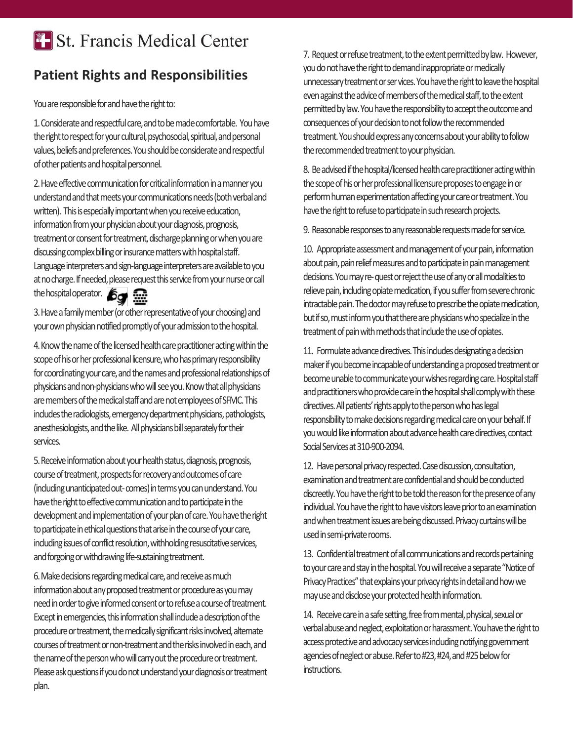# St. Francis Medical Center

## Patient Rights and Responsibilities

You are responsible for and have the right to:

1. Considerate and respectful care, and to be made comfortable. You have the right to respect for your cultural, psychosocial, spiritual, and personal values, beliefs and preferences. You should be considerate and respectful of other patients and hospital personnel.

2. Have effective communication for critical information in a manner you understand and that meets your communications needs (both verbal and written). This is especially important when you receive education, information from your physician about your diagnosis, prognosis, treatment or consent for treatment, discharge planning or when you are discussing complex billing or insurance matters with hospital staff. Language interpreters and sign-language interpreters are available to you at no charge. If needed, please request this service from your nurse or call the hospital operator.

3. Have a family member (or other representative of your choosing) and your own physician notified promptly of your admission to the hospital.

4. Know the name of the licensed health care practitioner acting within the scope of his or her professional licensure, who has primary responsibility for coordinating your care, and the names and professional relationships of physicians and non-physicians who will see you. Know that all physicians are members of the medical staff and are not employees of SFMC. This includes the radiologists, emergency department physicians, pathologists, anesthesiologists, and the like. All physicians bill separately for their services.

5. Receive information about your health status, diagnosis, prognosis, course of treatment, prospects for recovery and outcomes of care (including unanticipated out- comes) in terms you can understand. You have the right to effective communication and to participate in the development and implementation of your plan of care. You have the right to participate in ethical questions that arise in the course of your care, including issues of conflict resolution, withholding resuscitative services, and forgoing or withdrawing life-sustaining treatment.

6. Make decisions regarding medical care, and receive as much information about any proposed treatment or procedure as you may need in order to give informed consent or to refuse a course of treatment. Except in emergencies, this information shall include a description of the procedure or treatment, the medically significant risks involved, alternate courses of treatment or non-treatment and the risks involved in each, and the name of the person who will carry out the procedure or treatment. Please ask questions if you do not understand your diagnosis or treatment plan.

7. Request or refuse treatment, to the extent permitted by law. However, you do not have the right to demand inappropriate or medically unnecessary treatment or ser vices. You have the right to leave the hospital even against the advice of members of the medical staff, to the extent permitted by law. You have the responsibility to accept the outcome and consequences of your decision to not follow the recommended treatment. You should express any concerns about your ability to follow the recommended treatment to your physician.

8. Be advised if the hospital/licensed health care practitioner acting within the scope of his or her professional licensure proposes to engage in or perform human experimentation affecting your care or treatment. You have the right to refuse to participate in such research projects.

9. Reasonable responses to any reasonable requests made for service.

10. Appropriate assessment and management of your pain, information about pain, pain relief measures and to participate in pain management decisions. You may re- quest or reject the use of any or all modalities to relieve pain, including opiate medication, if you suffer from severe chronic intractable pain. The doctor may refuse to prescribe the opiate medication, but if so, must inform you that there are physicians who specialize in the treatment of pain with methods that include the use of opiates.

11. Formulate advance directives. This includes designating a decision maker if you become incapable of understanding a proposed treatment or become unable to communicate your wishes regarding care. Hospital staff and practitioners who provide care in the hospital shall comply with these directives. All patients' rights apply to the person who has legal responsibility to make decisions regarding medical care on your behalf. If you would like information about advance health care directives, contact Social Services at 310-900-2094.

12. Have personal privacy respected. Case discussion, consultation, examination and treatment are confidential and should be conducted discreetly. You have the right to be told the reason for the presence of any individual. You have the right to have visitors leave prior to an examination and when treatment issues are being discussed. Privacy curtains will be used in semi-private rooms.

13. Confidential treatment of all communications and records pertaining to your care and stay in the hospital. You will receive a separate "Notice of Privacy Practices" that explains your privacy rights in detail and how we may use and disclose your protected health information.

14. Receive care in a safe setting, free from mental, physical, sexual or verbal abuse and neglect, exploitation or harassment. You have the right to access protective and advocacy services including notifying government agencies of neglect or abuse. Refer to #23, #24, and #25 below for instructions.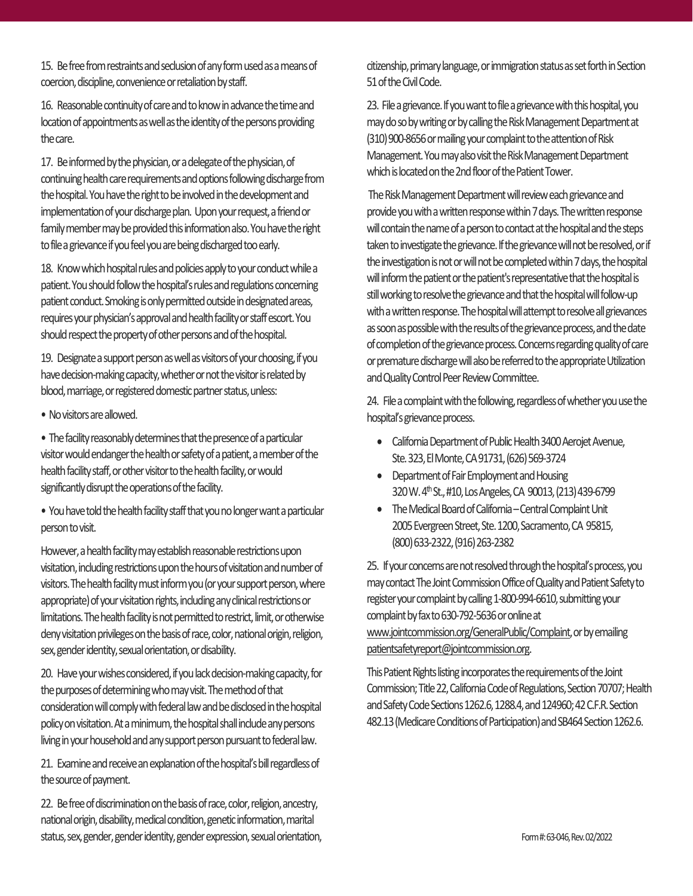15. Be free from restraints and seclusion of any form used as a means of coercion, discipline, convenience or retaliation by staff.

16. Reasonable continuity of care and to know in advance the time and location of appointments as well as the identity of the persons providing the care.

17. Be informed by the physician, or a delegate of the physician, of continuing health care requirements and options following discharge from the hospital. You have the right to be involved in the development and implementation of your discharge plan. Upon your request, a friend or family member may be provided this information also. You have the right to file a grievance if you feel you are being discharged too early.

18. Know which hospital rules and policies apply to your conduct while a patient. You should follow the hospital's rules and regulations concerning patient conduct. Smoking is only permitted outside in designated areas, requires your physician's approval and health facility or staff escort. You should respect the property of other persons and of the hospital.

19. Designate a support person as well as visitors of your choosing, if you have decision-making capacity, whether or not the visitor is related by blood, marriage, or registered domestic partner status, unless:

- No visitors are allowed.
- The facility reasonably determines that the presence of a particular visitor would endanger the health or safety of a patient, a member of the health facility staff, or other visitor to the health facility, or would significantly disrupt the operations of the facility.
- You have told the health facility staff that you no longer want a particular person to visit.

However, a health facility may establish reasonable restrictions upon visitation, including restrictions upon the hours of visitation and number of visitors. The health facility must inform you (or your support person, where appropriate) of your visitation rights, including any clinical restrictions or limitations. The health facility is not permitted to restrict, limit, or otherwise deny visitation privileges on the basis of race, color, national origin, religion, sex, gender identity, sexual orientation, or disability.

20. Have your wishes considered, if you lack decision-making capacity, for the purposes of determining who may visit. The method of that consideration will comply with federal law and be disclosed in the hospital policy on visitation. At a minimum, the hospital shall include any persons living in your household and any support person pursuant to federal law.

21. Examine and receive an explanation of the hospital's bill regardless of the source of payment.

22. Be free of discrimination on the basis of race, color, religion, ancestry, national origin, disability, medical condition, genetic information, marital status, sex, gender, gender identity, gender expression, sexual orientation, citizenship, primary language, or immigration status as set forth in Section 51 of the Civil Code.

23. File a grievance. If you want to file a grievance with this hospital, you may do so by writing or by calling the Risk Management Department at (310) 900-8656 or mailing your complaint to the attention of Risk Management. You may also visit the Risk Management Department which is located on the 2nd floor of the Patient Tower.

The Risk Management Department will review each grievance and provide you with a written response within 7 days. The written response will contain the name of a person to contact at the hospital and the steps taken to investigate the grievance. If the grievance will not be resolved, or if the investigation is not or will not be completed within 7 days, the hospital will inform the patient or the patient's representative that the hospital is still working to resolve the grievance and that the hospital will follow-up with a written response. The hospital will attempt to resolve all grievances as soon as possible with the results of the grievance process, and the date of completion of the grievance process. Concerns regarding quality of care or premature discharge will also be referred to the appropriate Utilization and Quality Control Peer Review Committee.

24. File a complaint with the following, regardless of whether you use the hospital's grievance process.

- California Department of Public Health 3400 Aerojet Avenue, Ste. 323, El Monte, CA 91731, (626) 569-3724
- Department of Fair Employment and Housing 320 W. 4th St., #10, Los Angeles, CA 90013, (213) 439-6799
- The Medical Board of California – Central Complaint Unit 2005 Evergreen Street, Ste. 1200, Sacramento, CA 95815, (800) 633-2322, (916) 263-2382

25. If your concerns are not resolved through the hospital's process, you may contact The Joint Commission Office of Quality and Patient Safety to register your complaint by calling 1-800-994-6610, submitting your complaint by fax to 630-792-5636 or online at www.jointcommission.org/GeneralPublic/Complaint, or by emailing patientsafetyreport@jointcommission.org.

This Patient Rights listing incorporates the requirements of the Joint Commission; Title 22, California Code of Regulations, Section 70707; Health and Safety Code Sections 1262.6, 1288.4, and 124960; 42 C.F.R. Section 482.13 (Medicare Conditions of Participation) and SB464 Section 1262.6.

Form #: 63-046, Rev. 02/2022